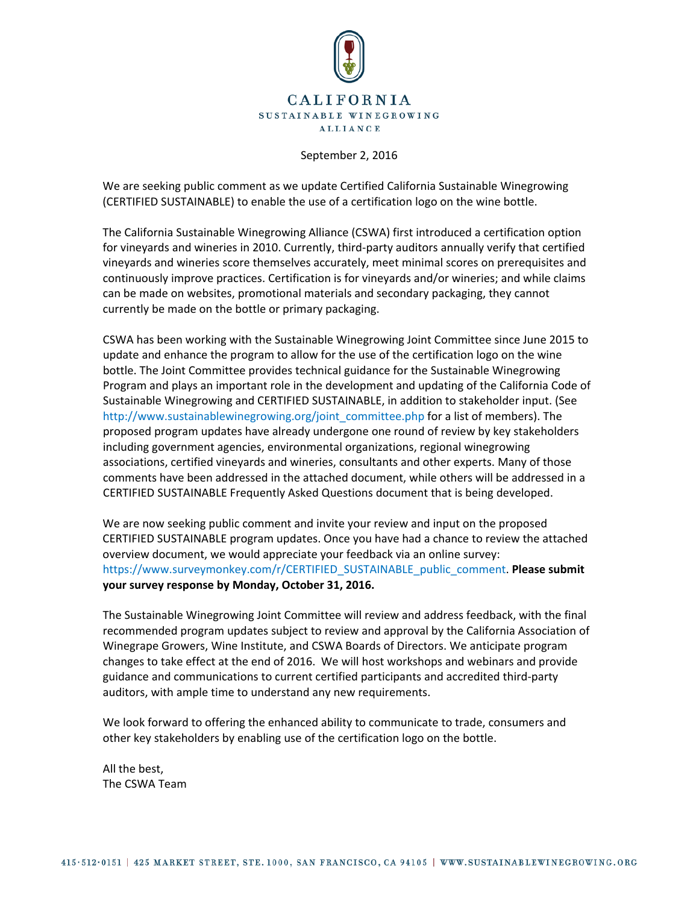CALIFORNIA
SUSTAINABLE WINEGROWING
ALLIANCE

September 2, 2016

We are seeking public comment as we update Certified California Sustainable Winegrowing (CERTIFIED SUSTAINABLE) to enable the use of a certification logo on the wine bottle.

The California Sustainable Winegrowing Alliance (CSWA) first introduced a certification option for vineyards and wineries in 2010. Currently, third-party auditors annually verify that certified vineyards and wineries score themselves accurately, meet minimal scores on prerequisites and continuously improve practices. Certification is for vineyards and/or wineries; and while claims can be made on websites, promotional materials and secondary packaging, they cannot currently be made on the bottle or primary packaging.

CSWA has been working with the Sustainable Winegrowing Joint Committee since June 2015 to update and enhance the program to allow for the use of the certification logo on the wine bottle. The Joint Committee provides technical guidance for the Sustainable Winegrowing Program and plays an important role in the development and updating of the California Code of Sustainable Winegrowing and CERTIFIED SUSTAINABLE, in addition to stakeholder input. (See http://www.sustainablewinegrowing.org/joint_committee.php for a list of members). The proposed program updates have already undergone one round of review by key stakeholders including government agencies, environmental organizations, regional winegrowing associations, certified vineyards and wineries, consultants and other experts. Many of those comments have been addressed in the attached document, while others will be addressed in a CERTIFIED SUSTAINABLE Frequently Asked Questions document that is being developed.

We are now seeking public comment and invite your review and input on the proposed CERTIFIED SUSTAINABLE program updates. Once you have had a chance to review the attached overview document, we would appreciate your feedback via an online survey: https://www.surveymonkey.com/r/CERTIFIED_SUSTAINABLE_public_comment. **Please submit your survey response by Monday, October 31, 2016.**

The Sustainable Winegrowing Joint Committee will review and address feedback, with the final recommended program updates subject to review and approval by the California Association of Winegrape Growers, Wine Institute, and CSWA Boards of Directors. We anticipate program changes to take effect at the end of 2016. We will host workshops and webinars and provide guidance and communications to current certified participants and accredited third-party auditors, with ample time to understand any new requirements.

We look forward to offering the enhanced ability to communicate to trade, consumers and other key stakeholders by enabling use of the certification logo on the bottle.

All the best,
The CSWA Team

415·512·0151 | 425 MARKET STREET, STE. 1000, SAN FRANCISCO, CA 94105 | WWW.SUSTAINABLEWINEGROWING.ORG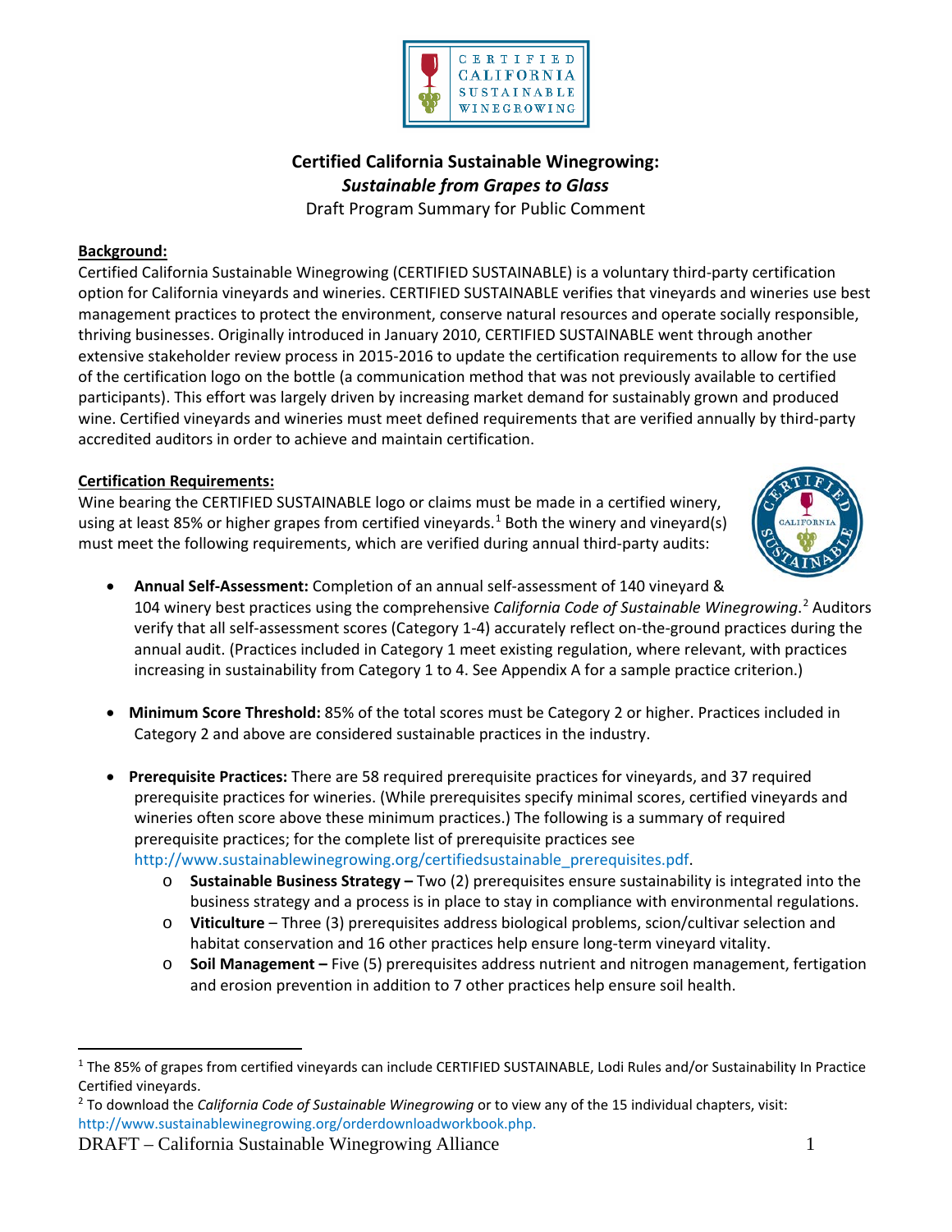# Certified California Sustainable Winegrowing:
## *Sustainable from Grapes to Glass*

Draft Program Summary for Public Comment

**Background:**

Certified California Sustainable Winegrowing (CERTIFIED SUSTAINABLE) is a voluntary third-party certification option for California vineyards and wineries. CERTIFIED SUSTAINABLE verifies that vineyards and wineries use best management practices to protect the environment, conserve natural resources and operate socially responsible, thriving businesses. Originally introduced in January 2010, CERTIFIED SUSTAINABLE went through another extensive stakeholder review process in 2015-2016 to update the certification requirements to allow for the use of the certification logo on the bottle (a communication method that was not previously available to certified participants). This effort was largely driven by increasing market demand for sustainably grown and produced wine. Certified vineyards and wineries must meet defined requirements that are verified annually by third-party accredited auditors in order to achieve and maintain certification.

**Certification Requirements:**

Wine bearing the CERTIFIED SUSTAINABLE logo or claims must be made in a certified winery, using at least 85% or higher grapes from certified vineyards.[1] Both the winery and vineyard(s) must meet the following requirements, which are verified during annual third-party audits:

- **Annual Self-Assessment:** Completion of an annual self-assessment of 140 vineyard & 104 winery best practices using the comprehensive *California Code of Sustainable Winegrowing*.[2] Auditors verify that all self-assessment scores (Category 1-4) accurately reflect on-the-ground practices during the annual audit. (Practices included in Category 1 meet existing regulation, where relevant, with practices increasing in sustainability from Category 1 to 4. See Appendix A for a sample practice criterion.)

- **Minimum Score Threshold:** 85% of the total scores must be Category 2 or higher. Practices included in Category 2 and above are considered sustainable practices in the industry.

- **Prerequisite Practices:** There are 58 required prerequisite practices for vineyards, and 37 required prerequisite practices for wineries. (While prerequisites specify minimal scores, certified vineyards and wineries often score above these minimum practices.) The following is a summary of required prerequisite practices; for the complete list of prerequisite practices see http://www.sustainablewinegrowing.org/certifiedsustainable_prerequisites.pdf.
  - **Sustainable Business Strategy –** Two (2) prerequisites ensure sustainability is integrated into the business strategy and a process is in place to stay in compliance with environmental regulations.
  - **Viticulture** – Three (3) prerequisites address biological problems, scion/cultivar selection and habitat conservation and 16 other practices help ensure long-term vineyard vitality.
  - **Soil Management –** Five (5) prerequisites address nutrient and nitrogen management, fertigation and erosion prevention in addition to 7 other practices help ensure soil health.

---

[1] The 85% of grapes from certified vineyards can include CERTIFIED SUSTAINABLE, Lodi Rules and/or Sustainability In Practice Certified vineyards.

[2] To download the *California Code of Sustainable Winegrowing* or to view any of the 15 individual chapters, visit: http://www.sustainablewinegrowing.org/orderdownloadworkbook.php.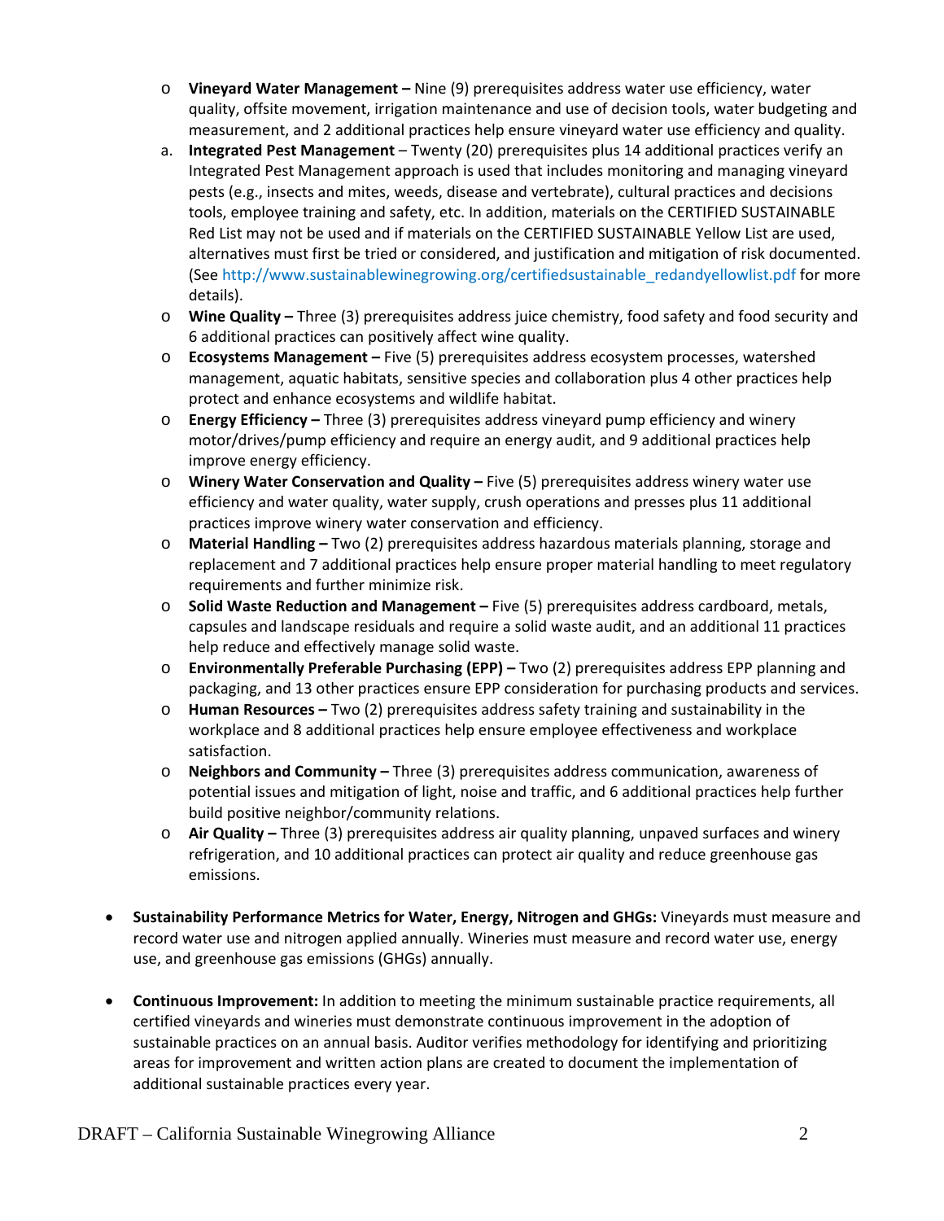- **Vineyard Water Management –** Nine (9) prerequisites address water use efficiency, water quality, offsite movement, irrigation maintenance and use of decision tools, water budgeting and measurement, and 2 additional practices help ensure vineyard water use efficiency and quality.
- a. **Integrated Pest Management** – Twenty (20) prerequisites plus 14 additional practices verify an Integrated Pest Management approach is used that includes monitoring and managing vineyard pests (e.g., insects and mites, weeds, disease and vertebrate), cultural practices and decisions tools, employee training and safety, etc. In addition, materials on the CERTIFIED SUSTAINABLE Red List may not be used and if materials on the CERTIFIED SUSTAINABLE Yellow List are used, alternatives must first be tried or considered, and justification and mitigation of risk documented. (See http://www.sustainablewinegrowing.org/certifiedsustainable_redandyellowlist.pdf for more details).
- **Wine Quality –** Three (3) prerequisites address juice chemistry, food safety and food security and 6 additional practices can positively affect wine quality.
- **Ecosystems Management –** Five (5) prerequisites address ecosystem processes, watershed management, aquatic habitats, sensitive species and collaboration plus 4 other practices help protect and enhance ecosystems and wildlife habitat.
- **Energy Efficiency –** Three (3) prerequisites address vineyard pump efficiency and winery motor/drives/pump efficiency and require an energy audit, and 9 additional practices help improve energy efficiency.
- **Winery Water Conservation and Quality –** Five (5) prerequisites address winery water use efficiency and water quality, water supply, crush operations and presses plus 11 additional practices improve winery water conservation and efficiency.
- **Material Handling –** Two (2) prerequisites address hazardous materials planning, storage and replacement and 7 additional practices help ensure proper material handling to meet regulatory requirements and further minimize risk.
- **Solid Waste Reduction and Management –** Five (5) prerequisites address cardboard, metals, capsules and landscape residuals and require a solid waste audit, and an additional 11 practices help reduce and effectively manage solid waste.
- **Environmentally Preferable Purchasing (EPP) –** Two (2) prerequisites address EPP planning and packaging, and 13 other practices ensure EPP consideration for purchasing products and services.
- **Human Resources –** Two (2) prerequisites address safety training and sustainability in the workplace and 8 additional practices help ensure employee effectiveness and workplace satisfaction.
- **Neighbors and Community –** Three (3) prerequisites address communication, awareness of potential issues and mitigation of light, noise and traffic, and 6 additional practices help further build positive neighbor/community relations.
- **Air Quality –** Three (3) prerequisites address air quality planning, unpaved surfaces and winery refrigeration, and 10 additional practices can protect air quality and reduce greenhouse gas emissions.

- **Sustainability Performance Metrics for Water, Energy, Nitrogen and GHGs:** Vineyards must measure and record water use and nitrogen applied annually. Wineries must measure and record water use, energy use, and greenhouse gas emissions (GHGs) annually.

- **Continuous Improvement:** In addition to meeting the minimum sustainable practice requirements, all certified vineyards and wineries must demonstrate continuous improvement in the adoption of sustainable practices on an annual basis. Auditor verifies methodology for identifying and prioritizing areas for improvement and written action plans are created to document the implementation of additional sustainable practices every year.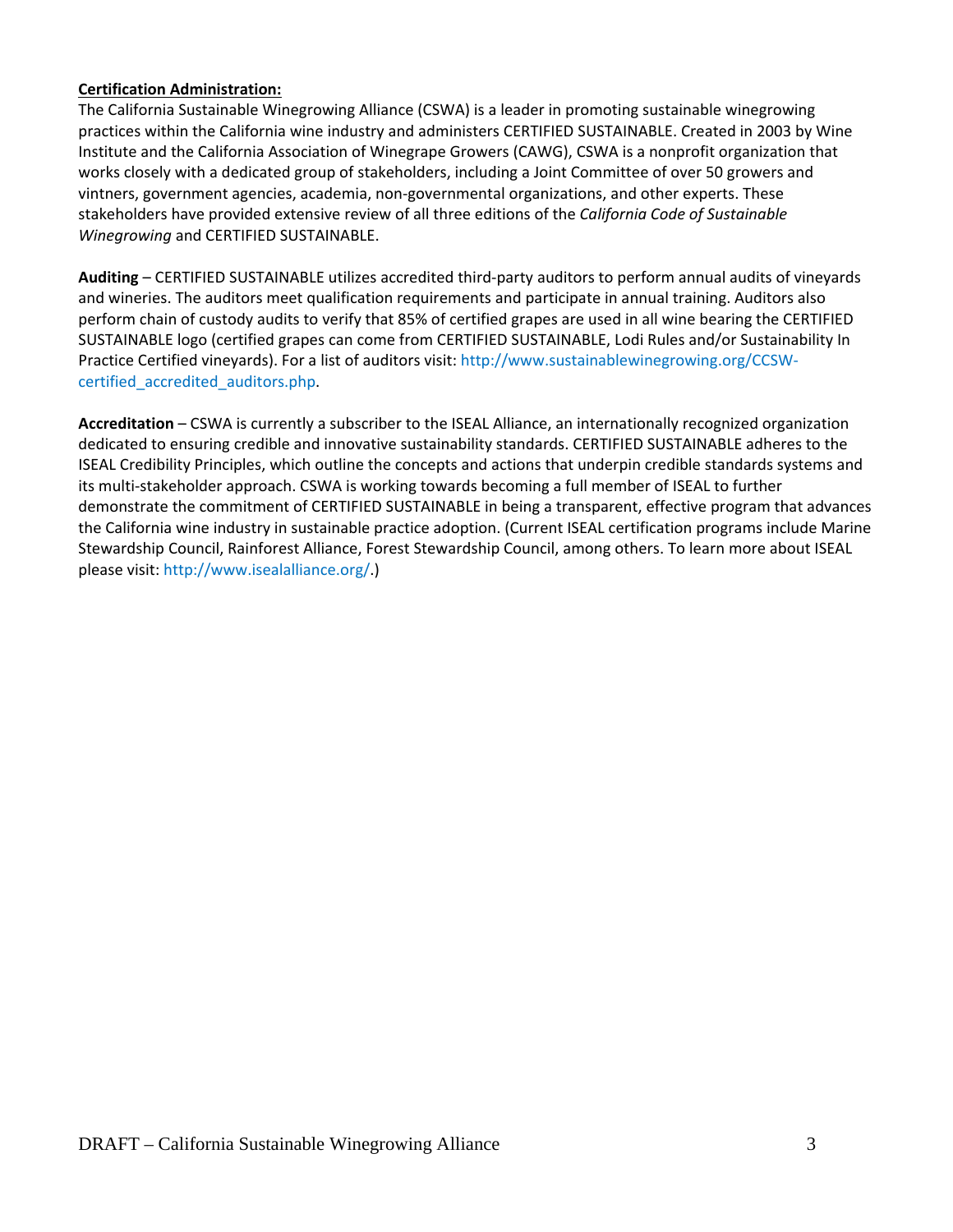**<u>Certification Administration:</u>**

The California Sustainable Winegrowing Alliance (CSWA) is a leader in promoting sustainable winegrowing practices within the California wine industry and administers CERTIFIED SUSTAINABLE. Created in 2003 by Wine Institute and the California Association of Winegrape Growers (CAWG), CSWA is a nonprofit organization that works closely with a dedicated group of stakeholders, including a Joint Committee of over 50 growers and vintners, government agencies, academia, non-governmental organizations, and other experts. These stakeholders have provided extensive review of all three editions of the *California Code of Sustainable Winegrowing* and CERTIFIED SUSTAINABLE.

**Auditing** – CERTIFIED SUSTAINABLE utilizes accredited third-party auditors to perform annual audits of vineyards and wineries. The auditors meet qualification requirements and participate in annual training. Auditors also perform chain of custody audits to verify that 85% of certified grapes are used in all wine bearing the CERTIFIED SUSTAINABLE logo (certified grapes can come from CERTIFIED SUSTAINABLE, Lodi Rules and/or Sustainability In Practice Certified vineyards). For a list of auditors visit: http://www.sustainablewinegrowing.org/CCSW-certified_accredited_auditors.php.

**Accreditation** – CSWA is currently a subscriber to the ISEAL Alliance, an internationally recognized organization dedicated to ensuring credible and innovative sustainability standards. CERTIFIED SUSTAINABLE adheres to the ISEAL Credibility Principles, which outline the concepts and actions that underpin credible standards systems and its multi-stakeholder approach. CSWA is working towards becoming a full member of ISEAL to further demonstrate the commitment of CERTIFIED SUSTAINABLE in being a transparent, effective program that advances the California wine industry in sustainable practice adoption. (Current ISEAL certification programs include Marine Stewardship Council, Rainforest Alliance, Forest Stewardship Council, among others. To learn more about ISEAL please visit: http://www.isealalliance.org/.)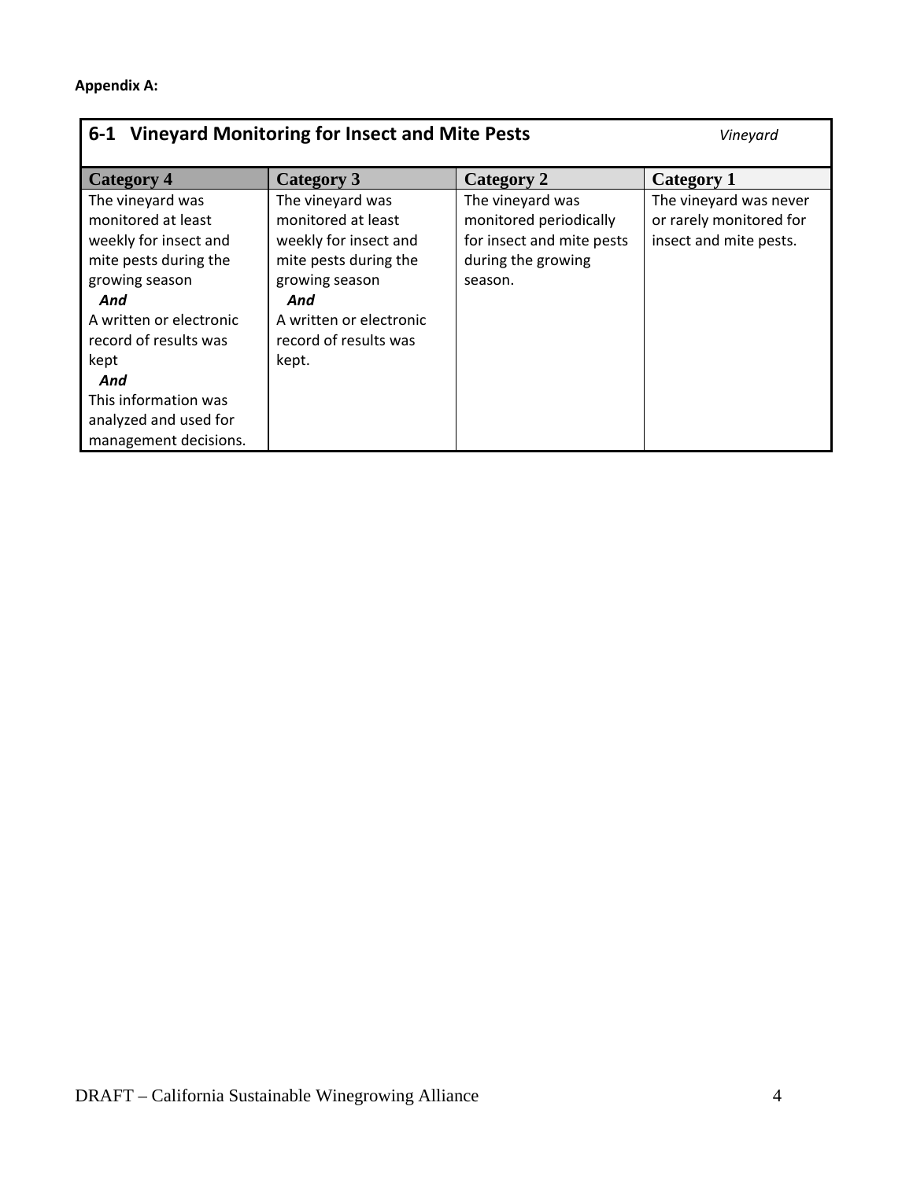**Appendix A:**

| **6-1 Vineyard Monitoring for Insect and Mite Pests** | | | *Vineyard* |
|---|---|---|---|
| **Category 4** | **Category 3** | **Category 2** | **Category 1** |
| The vineyard was monitored at least weekly for insect and mite pests during the growing season ***And*** A written or electronic record of results was kept ***And*** This information was analyzed and used for management decisions. | The vineyard was monitored at least weekly for insect and mite pests during the growing season ***And*** A written or electronic record of results was kept. | The vineyard was monitored periodically for insect and mite pests during the growing season. | The vineyard was never or rarely monitored for insect and mite pests. |

DRAFT – California Sustainable Winegrowing Alliance